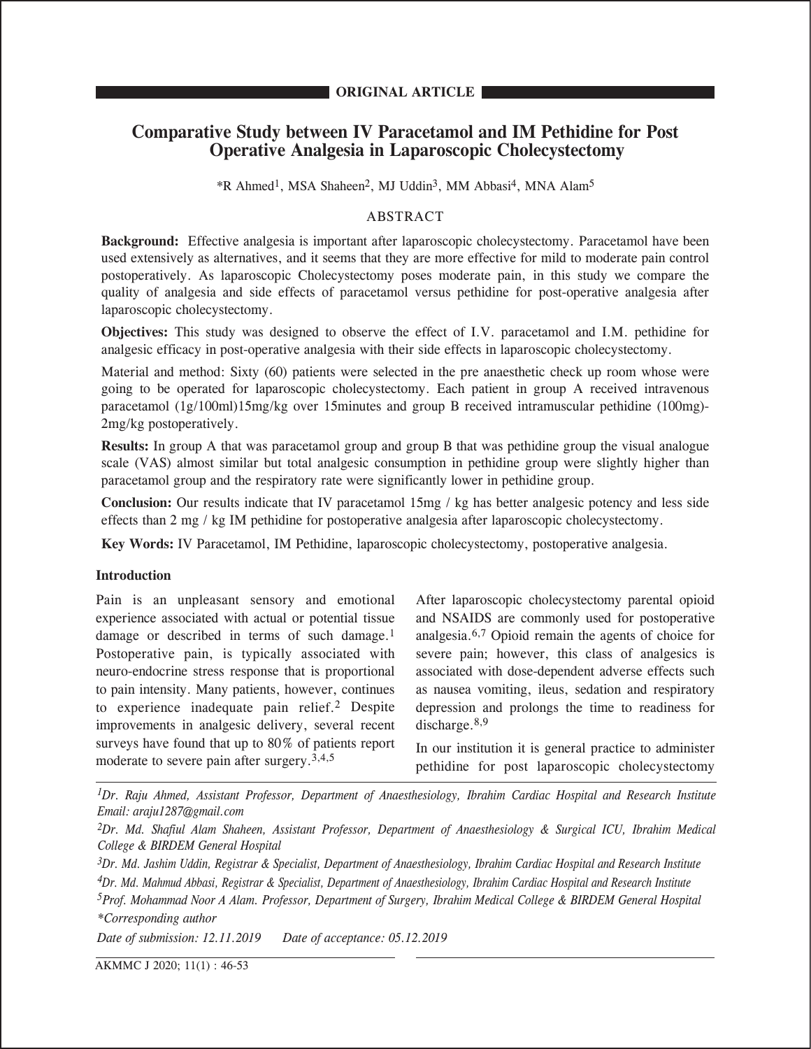**ORIGINAL ARTICLE**

# Comparative Study between IV Paracetamol and IM Pethidine for Post Operative Analgesia in Laparoscopic Cholecystectomy

*R Ahmed[1], MSA Shaheen[2], MJ Uddin[3], MM Abbasi[4], MNA Alam[5]

## ABSTRACT

**Background:** Effective analgesia is important after laparoscopic cholecystectomy. Paracetamol have been used extensively as alternatives, and it seems that they are more effective for mild to moderate pain control postoperatively. As laparoscopic Cholecystectomy poses moderate pain, in this study we compare the quality of analgesia and side effects of paracetamol versus pethidine for post-operative analgesia after laparoscopic cholecystectomy.

**Objectives:** This study was designed to observe the effect of I.V. paracetamol and I.M. pethidine for analgesic efficacy in post-operative analgesia with their side effects in laparoscopic cholecystectomy.

Material and method: Sixty (60) patients were selected in the pre anaesthetic check up room whose were going to be operated for laparoscopic cholecystectomy. Each patient in group A received intravenous paracetamol (1g/100ml)15mg/kg over 15minutes and group B received intramuscular pethidine (100mg)-2mg/kg postoperatively.

**Results:** In group A that was paracetamol group and group B that was pethidine group the visual analogue scale (VAS) almost similar but total analgesic consumption in pethidine group were slightly higher than paracetamol group and the respiratory rate were significantly lower in pethidine group.

**Conclusion:** Our results indicate that IV paracetamol 15mg / kg has better analgesic potency and less side effects than 2 mg / kg IM pethidine for postoperative analgesia after laparoscopic cholecystectomy.

**Key Words:** IV Paracetamol, IM Pethidine, laparoscopic cholecystectomy, postoperative analgesia.

## Introduction

Pain is an unpleasant sensory and emotional experience associated with actual or potential tissue damage or described in terms of such damage.[1] Postoperative pain, is typically associated with neuro-endocrine stress response that is proportional to pain intensity. Many patients, however, continues to experience inadequate pain relief.[2] Despite improvements in analgesic delivery, several recent surveys have found that up to 80% of patients report moderate to severe pain after surgery.[3,4,5]

After laparoscopic cholecystectomy parental opioid and NSAIDS are commonly used for postoperative analgesia.[6,7] Opioid remain the agents of choice for severe pain; however, this class of analgesics is associated with dose-dependent adverse effects such as nausea vomiting, ileus, sedation and respiratory depression and prolongs the time to readiness for discharge.[8,9]

In our institution it is general practice to administer pethidine for post laparoscopic cholecystectomy

---

*[1]Dr. Raju Ahmed, Assistant Professor, Department of Anaesthesiology, Ibrahim Cardiac Hospital and Research Institute Email: araju1287@gmail.com*

*[2]Dr. Md. Shafiul Alam Shaheen, Assistant Professor, Department of Anaesthesiology & Surgical ICU, Ibrahim Medical College & BIRDEM General Hospital*

*[3]Dr. Md. Jashim Uddin, Registrar & Specialist, Department of Anaesthesiology, Ibrahim Cardiac Hospital and Research Institute*

*[4]Dr. Md. Mahmud Abbasi, Registrar & Specialist, Department of Anaesthesiology, Ibrahim Cardiac Hospital and Research Institute*

*[5]Prof. Mohammad Noor A Alam. Professor, Department of Surgery, Ibrahim Medical College & BIRDEM General Hospital*

**Corresponding author*

*Date of submission: 12.11.2019 Date of acceptance: 05.12.2019*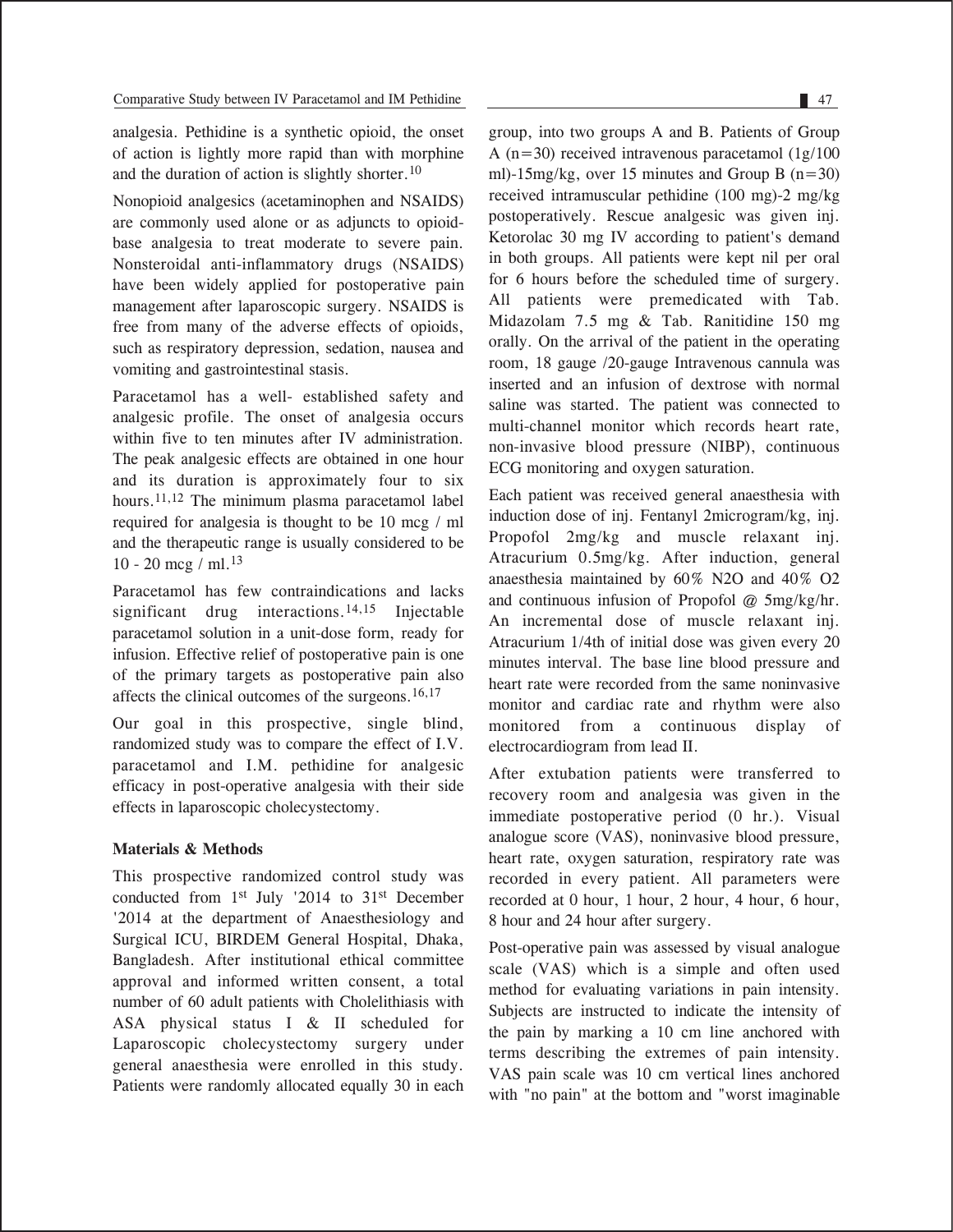analgesia. Pethidine is a synthetic opioid, the onset of action is lightly more rapid than with morphine and the duration of action is slightly shorter.[10]

Nonopioid analgesics (acetaminophen and NSAIDS) are commonly used alone or as adjuncts to opioid-base analgesia to treat moderate to severe pain. Nonsteroidal anti-inflammatory drugs (NSAIDS) have been widely applied for postoperative pain management after laparoscopic surgery. NSAIDS is free from many of the adverse effects of opioids, such as respiratory depression, sedation, nausea and vomiting and gastrointestinal stasis.

Paracetamol has a well- established safety and analgesic profile. The onset of analgesia occurs within five to ten minutes after IV administration. The peak analgesic effects are obtained in one hour and its duration is approximately four to six hours.[11,12] The minimum plasma paracetamol label required for analgesia is thought to be 10 mcg / ml and the therapeutic range is usually considered to be 10 - 20 mcg / ml.[13]

Paracetamol has few contraindications and lacks significant drug interactions.[14,15] Injectable paracetamol solution in a unit-dose form, ready for infusion. Effective relief of postoperative pain is one of the primary targets as postoperative pain also affects the clinical outcomes of the surgeons.[16,17]

Our goal in this prospective, single blind, randomized study was to compare the effect of I.V. paracetamol and I.M. pethidine for analgesic efficacy in post-operative analgesia with their side effects in laparoscopic cholecystectomy.

## Materials & Methods

This prospective randomized control study was conducted from 1st July '2014 to 31st December '2014 at the department of Anaesthesiology and Surgical ICU, BIRDEM General Hospital, Dhaka, Bangladesh. After institutional ethical committee approval and informed written consent, a total number of 60 adult patients with Cholelithiasis with ASA physical status I & II scheduled for Laparoscopic cholecystectomy surgery under general anaesthesia were enrolled in this study. Patients were randomly allocated equally 30 in each group, into two groups A and B. Patients of Group A (n=30) received intravenous paracetamol (1g/100 ml)-15mg/kg, over 15 minutes and Group B (n=30) received intramuscular pethidine (100 mg)-2 mg/kg postoperatively. Rescue analgesic was given inj. Ketorolac 30 mg IV according to patient's demand in both groups. All patients were kept nil per oral for 6 hours before the scheduled time of surgery. All patients were premedicated with Tab. Midazolam 7.5 mg & Tab. Ranitidine 150 mg orally. On the arrival of the patient in the operating room, 18 gauge /20-gauge Intravenous cannula was inserted and an infusion of dextrose with normal saline was started. The patient was connected to multi-channel monitor which records heart rate, non-invasive blood pressure (NIBP), continuous ECG monitoring and oxygen saturation.

Each patient was received general anaesthesia with induction dose of inj. Fentanyl 2microgram/kg, inj. Propofol 2mg/kg and muscle relaxant inj. Atracurium 0.5mg/kg. After induction, general anaesthesia maintained by 60% $N_2O$ and 40% $O_2$ and continuous infusion of Propofol @ 5mg/kg/hr. An incremental dose of muscle relaxant inj. Atracurium 1/4th of initial dose was given every 20 minutes interval. The base line blood pressure and heart rate were recorded from the same noninvasive monitor and cardiac rate and rhythm were also monitored from a continuous display of electrocardiogram from lead II.

After extubation patients were transferred to recovery room and analgesia was given in the immediate postoperative period (0 hr.). Visual analogue score (VAS), noninvasive blood pressure, heart rate, oxygen saturation, respiratory rate was recorded in every patient. All parameters were recorded at 0 hour, 1 hour, 2 hour, 4 hour, 6 hour, 8 hour and 24 hour after surgery.

Post-operative pain was assessed by visual analogue scale (VAS) which is a simple and often used method for evaluating variations in pain intensity. Subjects are instructed to indicate the intensity of the pain by marking a 10 cm line anchored with terms describing the extremes of pain intensity. VAS pain scale was 10 cm vertical lines anchored with "no pain" at the bottom and "worst imaginable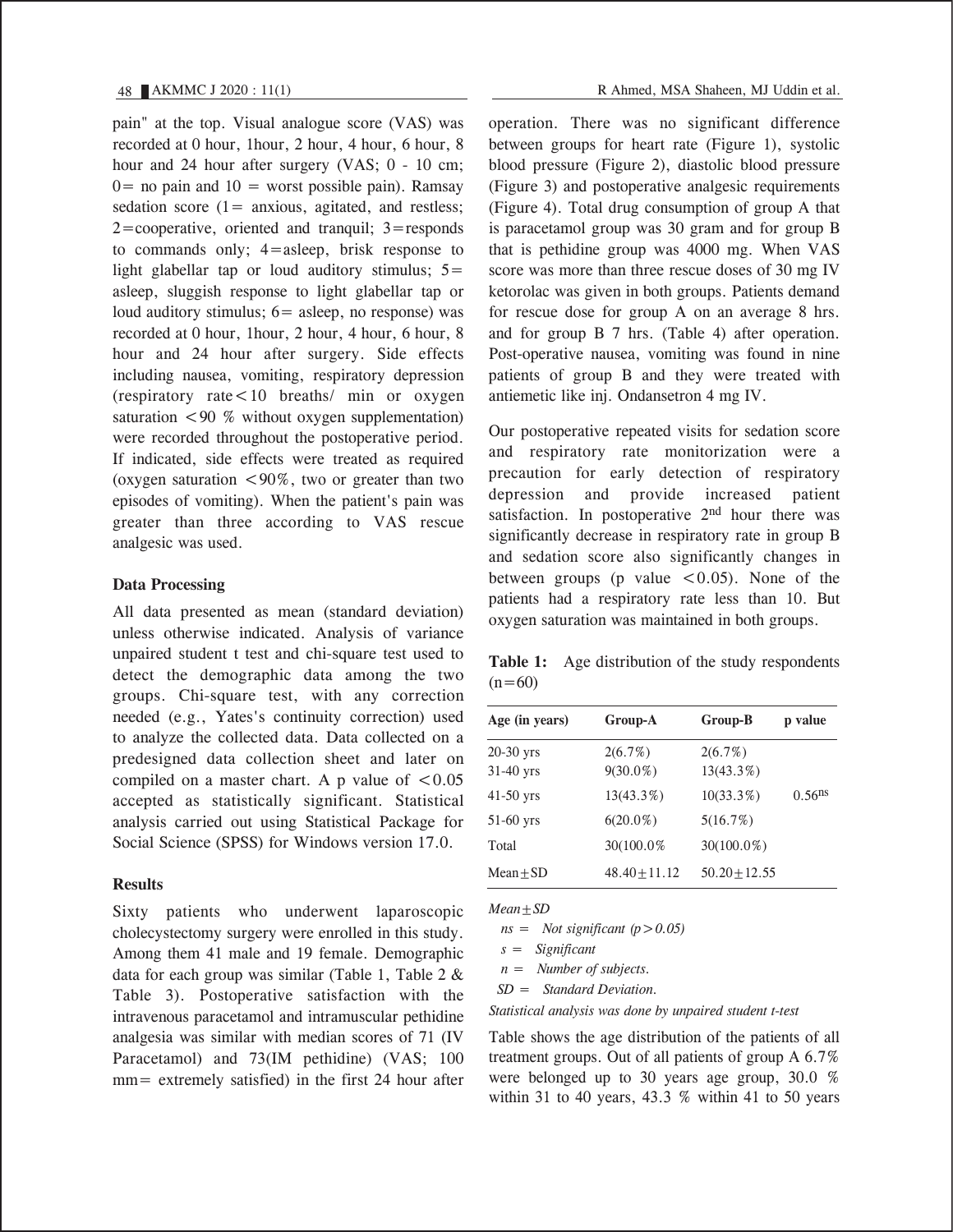pain" at the top. Visual analogue score (VAS) was recorded at 0 hour, 1hour, 2 hour, 4 hour, 6 hour, 8 hour and 24 hour after surgery (VAS; 0 - 10 cm; 0= no pain and 10 = worst possible pain). Ramsay sedation score (1= anxious, agitated, and restless; 2=cooperative, oriented and tranquil; 3=responds to commands only; 4=asleep, brisk response to light glabellar tap or loud auditory stimulus; 5= asleep, sluggish response to light glabellar tap or loud auditory stimulus; 6= asleep, no response) was recorded at 0 hour, 1hour, 2 hour, 4 hour, 6 hour, 8 hour and 24 hour after surgery. Side effects including nausea, vomiting, respiratory depression (respiratory rate<10 breaths/ min or oxygen saturation <90 % without oxygen supplementation) were recorded throughout the postoperative period. If indicated, side effects were treated as required (oxygen saturation <90%, two or greater than two episodes of vomiting). When the patient's pain was greater than three according to VAS rescue analgesic was used.

### Data Processing

All data presented as mean (standard deviation) unless otherwise indicated. Analysis of variance unpaired student t test and chi-square test used to detect the demographic data among the two groups. Chi-square test, with any correction needed (e.g., Yates's continuity correction) used to analyze the collected data. Data collected on a predesigned data collection sheet and later on compiled on a master chart. A p value of <0.05 accepted as statistically significant. Statistical analysis carried out using Statistical Package for Social Science (SPSS) for Windows version 17.0.

### Results

Sixty patients who underwent laparoscopic cholecystectomy surgery were enrolled in this study. Among them 41 male and 19 female. Demographic data for each group was similar (Table 1, Table 2 & Table 3). Postoperative satisfaction with the intravenous paracetamol and intramuscular pethidine analgesia was similar with median scores of 71 (IV Paracetamol) and 73(IM pethidine) (VAS; 100 mm= extremely satisfied) in the first 24 hour after operation. There was no significant difference between groups for heart rate (Figure 1), systolic blood pressure (Figure 2), diastolic blood pressure (Figure 3) and postoperative analgesic requirements (Figure 4). Total drug consumption of group A that is paracetamol group was 30 gram and for group B that is pethidine group was 4000 mg. When VAS score was more than three rescue doses of 30 mg IV ketorolac was given in both groups. Patients demand for rescue dose for group A on an average 8 hrs. and for group B 7 hrs. (Table 4) after operation. Post-operative nausea, vomiting was found in nine patients of group B and they were treated with antiemetic like inj. Ondansetron 4 mg IV.

Our postoperative repeated visits for sedation score and respiratory rate monitorization were a precaution for early detection of respiratory depression and provide increased patient satisfaction. In postoperative 2nd hour there was significantly decrease in respiratory rate in group B and sedation score also significantly changes in between groups (p value <0.05). None of the patients had a respiratory rate less than 10. But oxygen saturation was maintained in both groups.

**Table 1:** Age distribution of the study respondents (n=60)

| Age (in years) | Group-A | Group-B | p value |
|---|---|---|---|
| 20-30 yrs | 2(6.7%) | 2(6.7%) | |
| 31-40 yrs | 9(30.0%) | 13(43.3%) | |
| 41-50 yrs | 13(43.3%) | 10(33.3%) | $0.56^{ns}$ |
| 51-60 yrs | 6(20.0%) | 5(16.7%) | |
| Total | 30(100.0% | 30(100.0%) | |
| Mean±SD | 48.40±11.12 | 50.20±12.55 | |

*Mean±SD*

*ns = Not significant (p>0.05)*

*s = Significant*

*n = Number of subjects.*

*SD = Standard Deviation.*

*Statistical analysis was done by unpaired student t-test*

Table shows the age distribution of the patients of all treatment groups. Out of all patients of group A 6.7% were belonged up to 30 years age group, 30.0 % within 31 to 40 years, 43.3 % within 41 to 50 years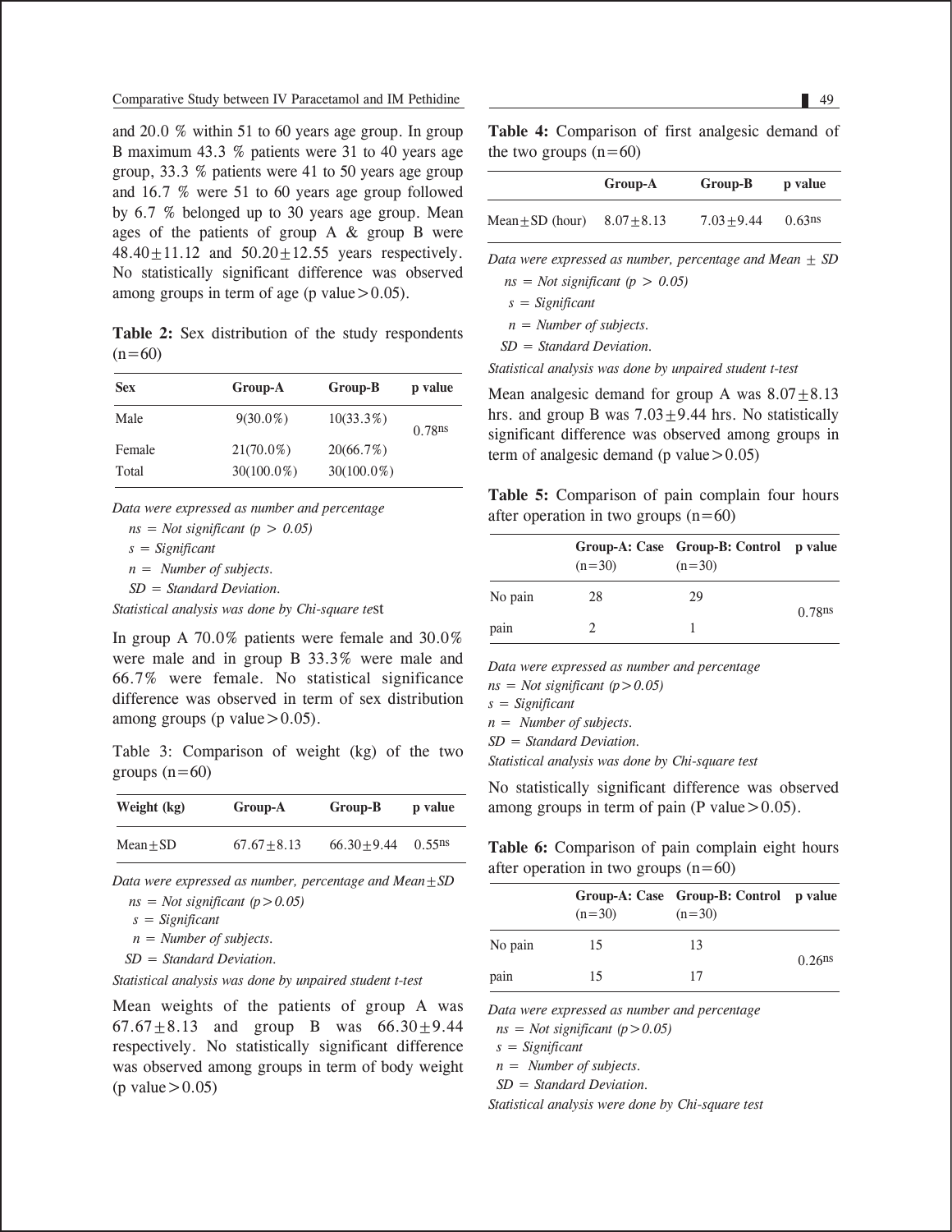and 20.0 % within 51 to 60 years age group. In group B maximum 43.3 % patients were 31 to 40 years age group, 33.3 % patients were 41 to 50 years age group and 16.7 % were 51 to 60 years age group followed by 6.7 % belonged up to 30 years age group. Mean ages of the patients of group A & group B were 48.40±11.12 and 50.20±12.55 years respectively. No statistically significant difference was observed among groups in term of age (p value>0.05).

**Table 2:** Sex distribution of the study respondents (n=60)

| Sex | Group-A | Group-B | p value |
|---|---|---|---|
| Male | 9(30.0%) | 10(33.3%) | $0.78^{ns}$ |
| Female | 21(70.0%) | 20(66.7%) | |
| Total | 30(100.0%) | 30(100.0%) | |

*Data were expressed as number and percentage*
*ns = Not significant (p > 0.05)*
*s = Significant*
*n = Number of subjects.*
*SD = Standard Deviation.*
*Statistical analysis was done by Chi-square test*

In group A 70.0% patients were female and 30.0% were male and in group B 33.3% were male and 66.7% were female. No statistical significance difference was observed in term of sex distribution among groups (p value>0.05).

Table 3: Comparison of weight (kg) of the two groups (n=60)

| Weight (kg) | Group-A | Group-B | p value |
|---|---|---|---|
| Mean±SD | 67.67±8.13 | 66.30±9.44 | $0.55^{ns}$ |

*Data were expressed as number, percentage and Mean±SD*
*ns = Not significant (p>0.05)*
*s = Significant*
*n = Number of subjects.*
*SD = Standard Deviation.*
*Statistical analysis was done by unpaired student t-test*

Mean weights of the patients of group A was 67.67±8.13 and group B was 66.30±9.44 respectively. No statistically significant difference was observed among groups in term of body weight (p value>0.05)

**Table 4:** Comparison of first analgesic demand of the two groups (n=60)

| | Group-A | Group-B | p value |
|---|---|---|---|
| Mean±SD (hour) | 8.07±8.13 | 7.03±9.44 | $0.63^{ns}$ |

*Data were expressed as number, percentage and Mean ± SD*
*ns = Not significant (p > 0.05)*
*s = Significant*
*n = Number of subjects.*
*SD = Standard Deviation.*
*Statistical analysis was done by unpaired student t-test*

Mean analgesic demand for group A was 8.07±8.13 hrs. and group B was 7.03±9.44 hrs. No statistically significant difference was observed among groups in term of analgesic demand (p value>0.05)

**Table 5:** Comparison of pain complain four hours after operation in two groups (n=60)

| | Group-A: Case (n=30) | Group-B: Control (n=30) | p value |
|---|---|---|---|
| No pain | 28 | 29 | $0.78^{ns}$ |
| pain | 2 | 1 | |

*Data were expressed as number and percentage*
*ns = Not significant (p>0.05)*
*s = Significant*
*n = Number of subjects.*
*SD = Standard Deviation.*
*Statistical analysis was done by Chi-square test*

No statistically significant difference was observed among groups in term of pain (P value>0.05).

**Table 6:** Comparison of pain complain eight hours after operation in two groups (n=60)

| | Group-A: Case (n=30) | Group-B: Control (n=30) | p value |
|---|---|---|---|
| No pain | 15 | 13 | $0.26^{ns}$ |
| pain | 15 | 17 | |

*Data were expressed as number and percentage*
*ns = Not significant (p>0.05)*
*s = Significant*
*n = Number of subjects.*
*SD = Standard Deviation.*
*Statistical analysis were done by Chi-square test*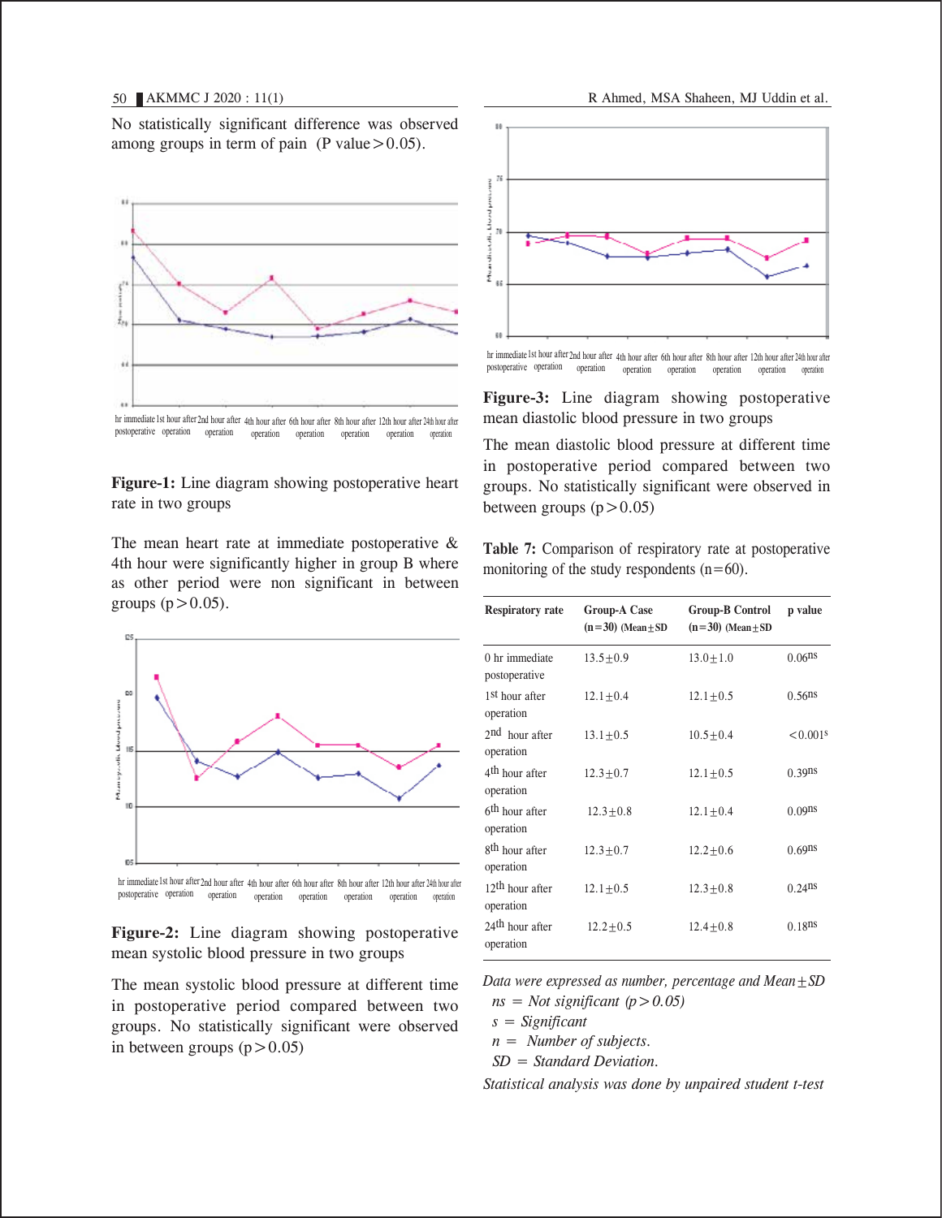No statistically significant difference was observed among groups in term of pain (P value > 0.05).

**Figure-1:** Line diagram showing postoperative heart rate in two groups

The mean heart rate at immediate postoperative & 4th hour were significantly higher in group B where as other period were non significant in between groups (p > 0.05).

**Figure-2:** Line diagram showing postoperative mean systolic blood pressure in two groups

The mean systolic blood pressure at different time in postoperative period compared between two groups. No statistically significant were observed in between groups (p > 0.05)

**Figure-3:** Line diagram showing postoperative mean diastolic blood pressure in two groups

The mean diastolic blood pressure at different time in postoperative period compared between two groups. No statistically significant were observed in between groups (p > 0.05)

**Table 7:** Comparison of respiratory rate at postoperative monitoring of the study respondents (n=60).

| Respiratory rate | Group-A Case (n=30) (Mean±SD) | Group-B Control (n=30) (Mean±SD) | p value |
|---|---|---|---|
| 0 hr immediate postoperative | 13.5±0.9 | 13.0±1.0 | 0.06[ns] |
| 1st hour after operation | 12.1±0.4 | 12.1±0.5 | 0.56[ns] |
| 2nd hour after operation | 13.1±0.5 | 10.5±0.4 | <0.001[s] |
| 4th hour after operation | 12.3±0.7 | 12.1±0.5 | 0.39[ns] |
| 6th hour after operation | 12.3±0.8 | 12.1±0.4 | 0.09[ns] |
| 8th hour after operation | 12.3±0.7 | 12.2±0.6 | 0.69[ns] |
| 12th hour after operation | 12.1±0.5 | 12.3±0.8 | 0.24[ns] |
| 24th hour after operation | 12.2±0.5 | 12.4±0.8 | 0.18[ns] |

*Data were expressed as number, percentage and Mean±SD*
*ns = Not significant (p > 0.05)*
*s = Significant*
*n = Number of subjects.*
*SD = Standard Deviation.*
*Statistical analysis was done by unpaired student t-test*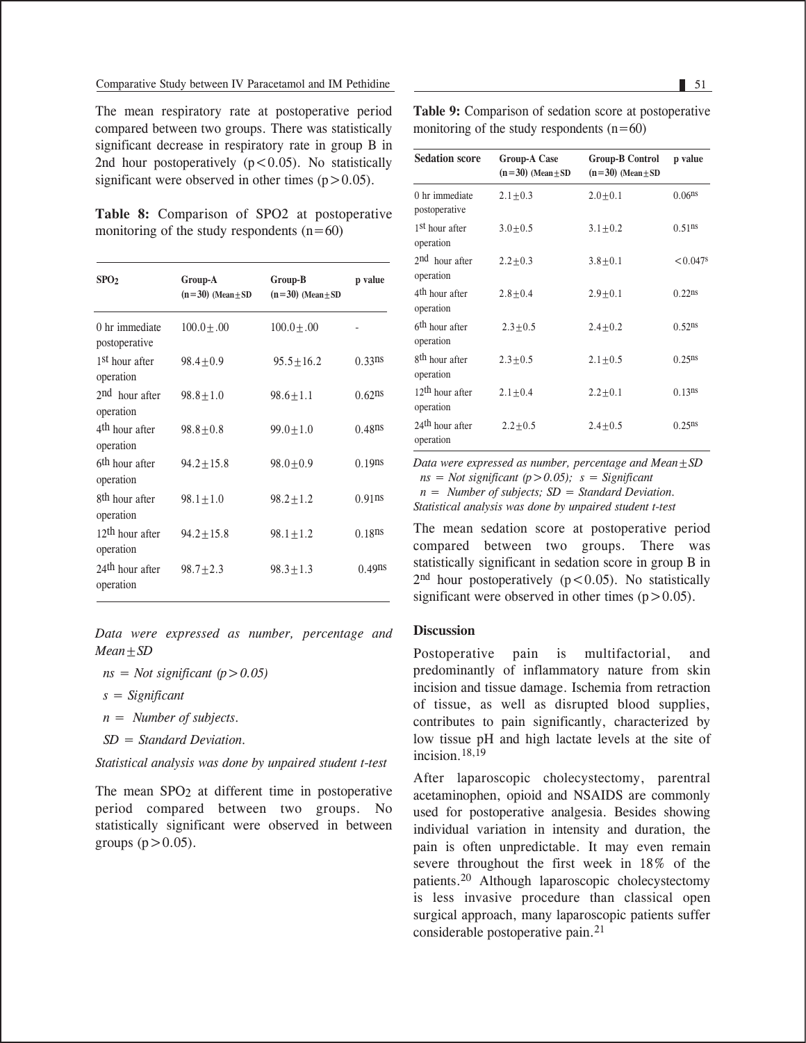The mean respiratory rate at postoperative period compared between two groups. There was statistically significant decrease in respiratory rate in group B in 2nd hour postoperatively ($p<0.05$). No statistically significant were observed in other times ($p>0.05$).

**Table 8:** Comparison of SPO2 at postoperative monitoring of the study respondents (n=60)

| $SPO_2$ | Group-A (n=30) (Mean±SD | Group-B (n=30) (Mean±SD | p value |
|---|---|---|---|
| 0 hr immediate postoperative | 100.0±.00 | 100.0±.00 | - |
| 1st hour after operation | 98.4±0.9 | 95.5±16.2 | 0.33ns |
| 2nd hour after operation | 98.8±1.0 | 98.6±1.1 | 0.62ns |
| 4th hour after operation | 98.8±0.8 | 99.0±1.0 | 0.48ns |
| 6th hour after operation | 94.2±15.8 | 98.0±0.9 | 0.19ns |
| 8th hour after operation | 98.1±1.0 | 98.2±1.2 | 0.91ns |
| 12th hour after operation | 94.2±15.8 | 98.1±1.2 | 0.18ns |
| 24th hour after operation | 98.7±2.3 | 98.3±1.3 | 0.49ns |

*Data were expressed as number, percentage and Mean±SD*

*ns = Not significant (p>0.05)*

*s = Significant*

*n = Number of subjects.*

*SD = Standard Deviation.*

*Statistical analysis was done by unpaired student t-test*

The mean $SPO_2$ at different time in postoperative period compared between two groups. No statistically significant were observed in between groups ($p>0.05$).

**Table 9:** Comparison of sedation score at postoperative monitoring of the study respondents (n=60)

| Sedation score | Group-A Case (n=30) (Mean±SD | Group-B Control (n=30) (Mean±SD | p value |
|---|---|---|---|
| 0 hr immediate postoperative | 2.1±0.3 | 2.0±0.1 | 0.06ns |
| 1st hour after operation | 3.0±0.5 | 3.1±0.2 | 0.51ns |
| 2nd hour after operation | 2.2±0.3 | 3.8±0.1 | <0.047s |
| 4th hour after operation | 2.8±0.4 | 2.9±0.1 | 0.22ns |
| 6th hour after operation | 2.3±0.5 | 2.4±0.2 | 0.52ns |
| 8th hour after operation | 2.3±0.5 | 2.1±0.5 | 0.25ns |
| 12th hour after operation | 2.1±0.4 | 2.2±0.1 | 0.13ns |
| 24th hour after operation | 2.2±0.5 | 2.4±0.5 | 0.25ns |

*Data were expressed as number, percentage and Mean±SD*
*ns = Not significant (p>0.05); s = Significant*
*n = Number of subjects; SD = Standard Deviation.*
*Statistical analysis was done by unpaired student t-test*

The mean sedation score at postoperative period compared between two groups. There was statistically significant in sedation score in group B in 2nd hour postoperatively ($p<0.05$). No statistically significant were observed in other times ($p>0.05$).

## Discussion

Postoperative pain is multifactorial, and predominantly of inflammatory nature from skin incision and tissue damage. Ischemia from retraction of tissue, as well as disrupted blood supplies, contributes to pain significantly, characterized by low tissue pH and high lactate levels at the site of incision.[18,19]

After laparoscopic cholecystectomy, parentral acetaminophen, opioid and NSAIDS are commonly used for postoperative analgesia. Besides showing individual variation in intensity and duration, the pain is often unpredictable. It may even remain severe throughout the first week in 18% of the patients.[20] Although laparoscopic cholecystectomy is less invasive procedure than classical open surgical approach, many laparoscopic patients suffer considerable postoperative pain.[21]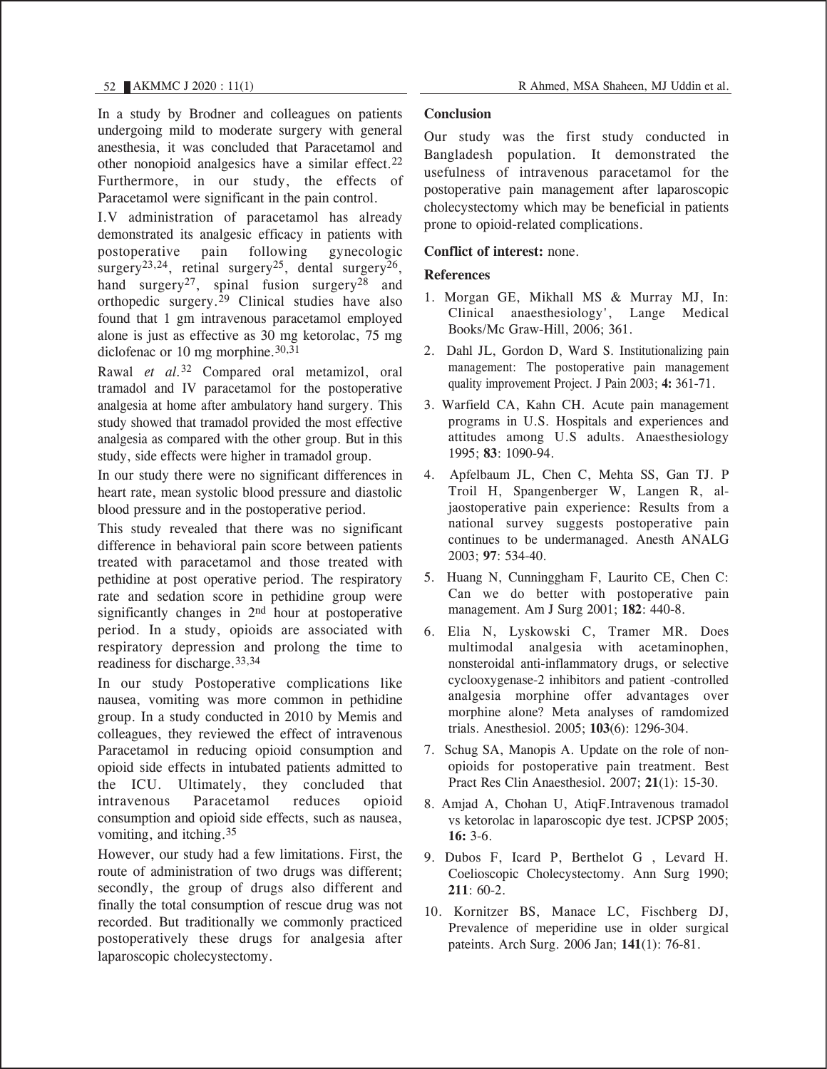In a study by Brodner and colleagues on patients undergoing mild to moderate surgery with general anesthesia, it was concluded that Paracetamol and other nonopioid analgesics have a similar effect.[22] Furthermore, in our study, the effects of Paracetamol were significant in the pain control.

I.V administration of paracetamol has already demonstrated its analgesic efficacy in patients with postoperative pain following gynecologic surgery[23,24], retinal surgery[25], dental surgery[26], hand surgery[27], spinal fusion surgery[28] and orthopedic surgery.[29] Clinical studies have also found that 1 gm intravenous paracetamol employed alone is just as effective as 30 mg ketorolac, 75 mg diclofenac or 10 mg morphine.[30,31]

Rawal *et al.*[32] Compared oral metamizol, oral tramadol and IV paracetamol for the postoperative analgesia at home after ambulatory hand surgery. This study showed that tramadol provided the most effective analgesia as compared with the other group. But in this study, side effects were higher in tramadol group.

In our study there were no significant differences in heart rate, mean systolic blood pressure and diastolic blood pressure and in the postoperative period.

This study revealed that there was no significant difference in behavioral pain score between patients treated with paracetamol and those treated with pethidine at post operative period. The respiratory rate and sedation score in pethidine group were significantly changes in 2nd hour at postoperative period. In a study, opioids are associated with respiratory depression and prolong the time to readiness for discharge.[33,34]

In our study Postoperative complications like nausea, vomiting was more common in pethidine group. In a study conducted in 2010 by Memis and colleagues, they reviewed the effect of intravenous Paracetamol in reducing opioid consumption and opioid side effects in intubated patients admitted to the ICU. Ultimately, they concluded that intravenous Paracetamol reduces opioid consumption and opioid side effects, such as nausea, vomiting, and itching.[35]

However, our study had a few limitations. First, the route of administration of two drugs was different; secondly, the group of drugs also different and finally the total consumption of rescue drug was not recorded. But traditionally we commonly practiced postoperatively these drugs for analgesia after laparoscopic cholecystectomy.

## Conclusion

Our study was the first study conducted in Bangladesh population. It demonstrated the usefulness of intravenous paracetamol for the postoperative pain management after laparoscopic cholecystectomy which may be beneficial in patients prone to opioid-related complications.

**Conflict of interest:** none.

## References

1. Morgan GE, Mikhall MS & Murray MJ, In: Clinical anaesthesiology', Lange Medical Books/Mc Graw-Hill, 2006; 361.
2. Dahl JL, Gordon D, Ward S. Institutionalizing pain management: The postoperative pain management quality improvement Project. J Pain 2003; **4:** 361-71.
3. Warfield CA, Kahn CH. Acute pain management programs in U.S. Hospitals and experiences and attitudes among U.S adults. Anaesthesiology 1995; **83**: 1090-94.
4. Apfelbaum JL, Chen C, Mehta SS, Gan TJ. P Troil H, Spangenberger W, Langen R, al-jaostoperative pain experience: Results from a national survey suggests postoperative pain continues to be undermanaged. Anesth ANALG 2003; **97**: 534-40.
5. Huang N, Cunninggham F, Laurito CE, Chen C: Can we do better with postoperative pain management. Am J Surg 2001; **182**: 440-8.
6. Elia N, Lyskowski C, Tramer MR. Does multimodal analgesia with acetaminophen, nonsteroidal anti-inflammatory drugs, or selective cyclooxygenase-2 inhibitors and patient -controlled analgesia morphine offer advantages over morphine alone? Meta analyses of ramdomized trials. Anesthesiol. 2005; **103**(6): 1296-304.
7. Schug SA, Manopis A. Update on the role of non-opioids for postoperative pain treatment. Best Pract Res Clin Anaesthesiol. 2007; **21**(1): 15-30.
8. Amjad A, Chohan U, AtiqF.Intravenous tramadol vs ketorolac in laparoscopic dye test. JCPSP 2005; **16:** 3-6.
9. Dubos F, Icard P, Berthelot G , Levard H. Coelioscopic Cholecystectomy. Ann Surg 1990; **211**: 60-2.
10. Kornitzer BS, Manace LC, Fischberg DJ, Prevalence of meperidine use in older surgical pateints. Arch Surg. 2006 Jan; **141**(1): 76-81.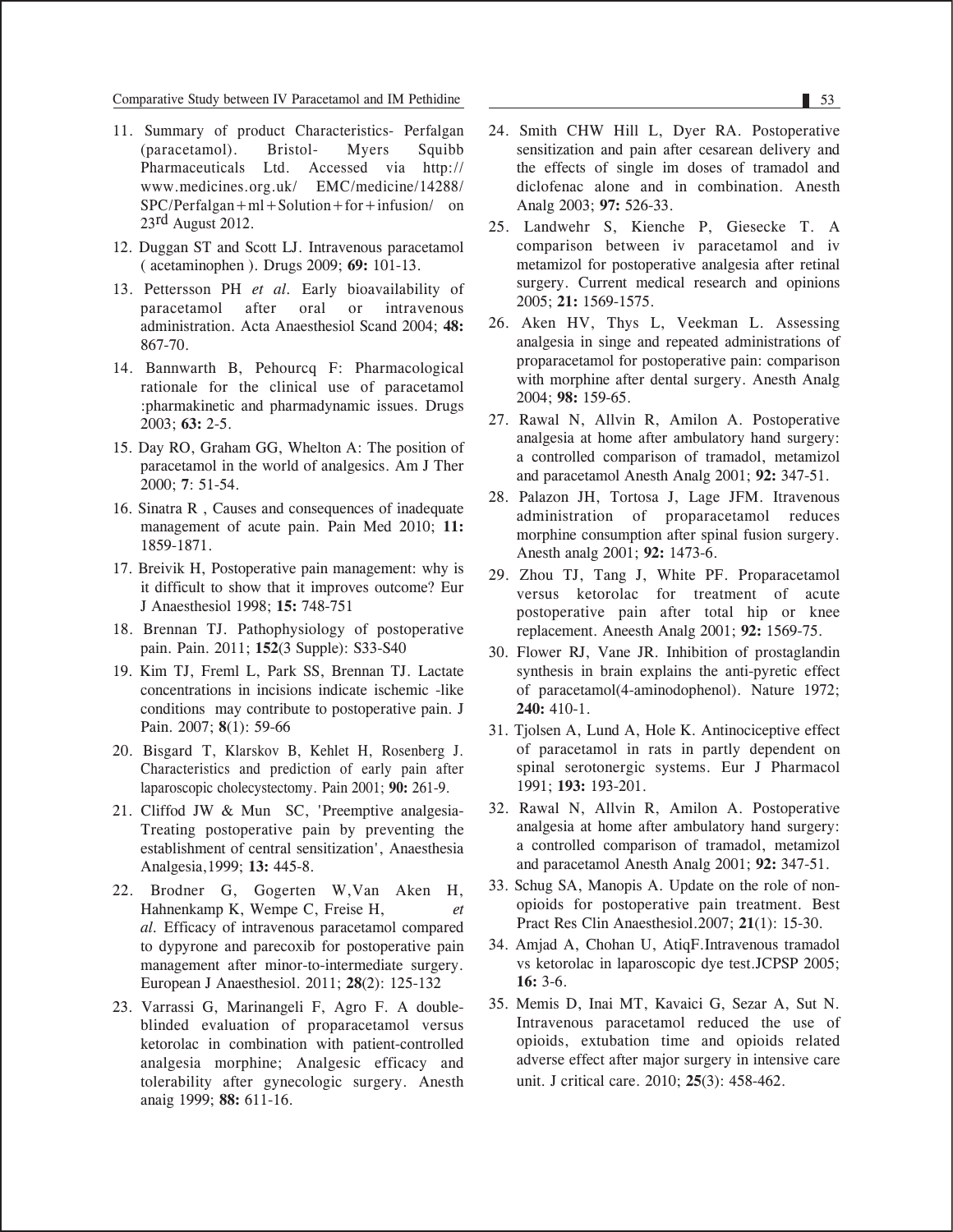11. Summary of product Characteristics- Perfalgan (paracetamol). Bristol- Myers Squibb Pharmaceuticals Ltd. Accessed via http:// www.medicines.org.uk/ EMC/medicine/14288/ SPC/Perfalgan+ml+Solution+for+infusion/ on 23rd August 2012.
12. Duggan ST and Scott LJ. Intravenous paracetamol ( acetaminophen ). Drugs 2009; **69:** 101-13.
13. Pettersson PH *et al.* Early bioavailability of paracetamol after oral or intravenous administration. Acta Anaesthesiol Scand 2004; **48:** 867-70.
14. Bannwarth B, Pehourcq F: Pharmacological rationale for the clinical use of paracetamol :pharmakinetic and pharmadynamic issues. Drugs 2003; **63:** 2-5.
15. Day RO, Graham GG, Whelton A: The position of paracetamol in the world of analgesics. Am J Ther 2000; **7**: 51-54.
16. Sinatra R , Causes and consequences of inadequate management of acute pain. Pain Med 2010; **11:** 1859-1871.
17. Breivik H, Postoperative pain management: why is it difficult to show that it improves outcome? Eur J Anaesthesiol 1998; **15:** 748-751
18. Brennan TJ. Pathophysiology of postoperative pain. Pain. 2011; **152**(3 Supple): S33-S40
19. Kim TJ, Freml L, Park SS, Brennan TJ. Lactate concentrations in incisions indicate ischemic -like conditions may contribute to postoperative pain. J Pain. 2007; **8**(1): 59-66
20. Bisgard T, Klarskov B, Kehlet H, Rosenberg J. Characteristics and prediction of early pain after laparoscopic cholecystectomy. Pain 2001; **90:** 261-9.
21. Cliffod JW & Mun SC, 'Preemptive analgesia-Treating postoperative pain by preventing the establishment of central sensitization', Anaesthesia Analgesia,1999; **13:** 445-8.
22. Brodner G, Gogerten W,Van Aken H, Hahnenkamp K, Wempe C, Freise H, *et al.* Efficacy of intravenous paracetamol compared to dypyrone and parecoxib for postoperative pain management after minor-to-intermediate surgery. European J Anaesthesiol. 2011; **28**(2): 125-132
23. Varrassi G, Marinangeli F, Agro F. A double-blinded evaluation of proparacetamol versus ketorolac in combination with patient-controlled analgesia morphine; Analgesic efficacy and tolerability after gynecologic surgery. Anesth anaig 1999; **88:** 611-16.
24. Smith CHW Hill L, Dyer RA. Postoperative sensitization and pain after cesarean delivery and the effects of single im doses of tramadol and diclofenac alone and in combination. Anesth Analg 2003; **97:** 526-33.
25. Landwehr S, Kienche P, Giesecke T. A comparison between iv paracetamol and iv metamizol for postoperative analgesia after retinal surgery. Current medical research and opinions 2005; **21:** 1569-1575.
26. Aken HV, Thys L, Veekman L. Assessing analgesia in singe and repeated administrations of proparacetamol for postoperative pain: comparison with morphine after dental surgery. Anesth Analg 2004; **98:** 159-65.
27. Rawal N, Allvin R, Amilon A. Postoperative analgesia at home after ambulatory hand surgery: a controlled comparison of tramadol, metamizol and paracetamol Anesth Analg 2001; **92:** 347-51.
28. Palazon JH, Tortosa J, Lage JFM. Itravenous administration of proparacetamol reduces morphine consumption after spinal fusion surgery. Anesth analg 2001; **92:** 1473-6.
29. Zhou TJ, Tang J, White PF. Proparacetamol versus ketorolac for treatment of acute postoperative pain after total hip or knee replacement. Aneesth Analg 2001; **92:** 1569-75.
30. Flower RJ, Vane JR. Inhibition of prostaglandin synthesis in brain explains the anti-pyretic effect of paracetamol(4-aminodophenol). Nature 1972; **240:** 410-1.
31. Tjolsen A, Lund A, Hole K. Antinociceptive effect of paracetamol in rats in partly dependent on spinal serotonergic systems. Eur J Pharmacol 1991; **193:** 193-201.
32. Rawal N, Allvin R, Amilon A. Postoperative analgesia at home after ambulatory hand surgery: a controlled comparison of tramadol, metamizol and paracetamol Anesth Analg 2001; **92:** 347-51.
33. Schug SA, Manopis A. Update on the role of non-opioids for postoperative pain treatment. Best Pract Res Clin Anaesthesiol.2007; **21**(1): 15-30.
34. Amjad A, Chohan U, AtiqF.Intravenous tramadol vs ketorolac in laparoscopic dye test.JCPSP 2005; **16:** 3-6.
35. Memis D, Inai MT, Kavaici G, Sezar A, Sut N. Intravenous paracetamol reduced the use of opioids, extubation time and opioids related adverse effect after major surgery in intensive care unit. J critical care. 2010; **25**(3): 458-462.